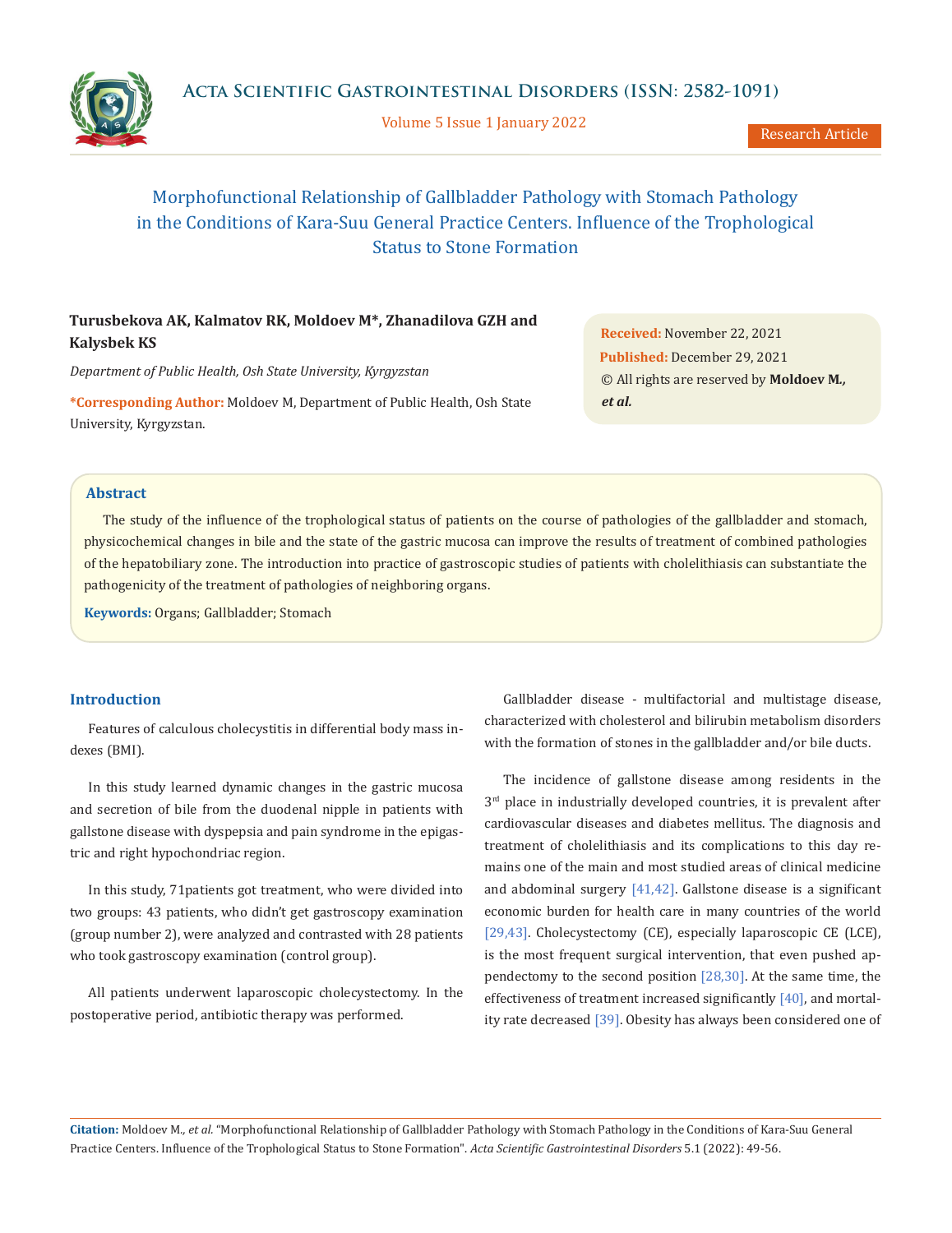# Morphofunctional Relationship of Gallbladder Pathology with Stomach Pathology in the Conditions of Kara-Suu General Practice Centers. Influence of the Trophological Status to Stone Formation

**Turusbekova AK, Kalmatov RK, Moldoev M\*, Zhanadilova GZH and Kalysbek KS**

*Department of Public Health, Osh State University, Kyrgyzstan*

**\*Corresponding Author:** Moldoev M, Department of Public Health, Osh State University, Kyrgyzstan.

**Received:** November 22, 2021
**Published:** December 29, 2021
© All rights are reserved by **Moldoev M., *et al.***

## Abstract

The study of the influence of the trophological status of patients on the course of pathologies of the gallbladder and stomach, physicochemical changes in bile and the state of the gastric mucosa can improve the results of treatment of combined pathologies of the hepatobiliary zone. The introduction into practice of gastroscopic studies of patients with cholelithiasis can substantiate the pathogenicity of the treatment of pathologies of neighboring organs.

**Keywords:** Organs; Gallbladder; Stomach

## Introduction

Features of calculous cholecystitis in differential body mass indexes (BMI).

In this study learned dynamic changes in the gastric mucosa and secretion of bile from the duodenal nipple in patients with gallstone disease with dyspepsia and pain syndrome in the epigastric and right hypochondriac region.

In this study, 71patients got treatment, who were divided into two groups: 43 patients, who didn't get gastroscopy examination (group number 2), were analyzed and contrasted with 28 patients who took gastroscopy examination (control group).

All patients underwent laparoscopic cholecystectomy. In the postoperative period, antibiotic therapy was performed.

Gallbladder disease - multifactorial and multistage disease, characterized with cholesterol and bilirubin metabolism disorders with the formation of stones in the gallbladder and/or bile ducts.

The incidence of gallstone disease among residents in the 3rd place in industrially developed countries, it is prevalent after cardiovascular diseases and diabetes mellitus. The diagnosis and treatment of cholelithiasis and its complications to this day remains one of the main and most studied areas of clinical medicine and abdominal surgery [41,42]. Gallstone disease is a significant economic burden for health care in many countries of the world [29,43]. Cholecystectomy (CE), especially laparoscopic CE (LCE), is the most frequent surgical intervention, that even pushed appendectomy to the second position [28,30]. At the same time, the effectiveness of treatment increased significantly [40], and mortality rate decreased [39]. Obesity has always been considered one of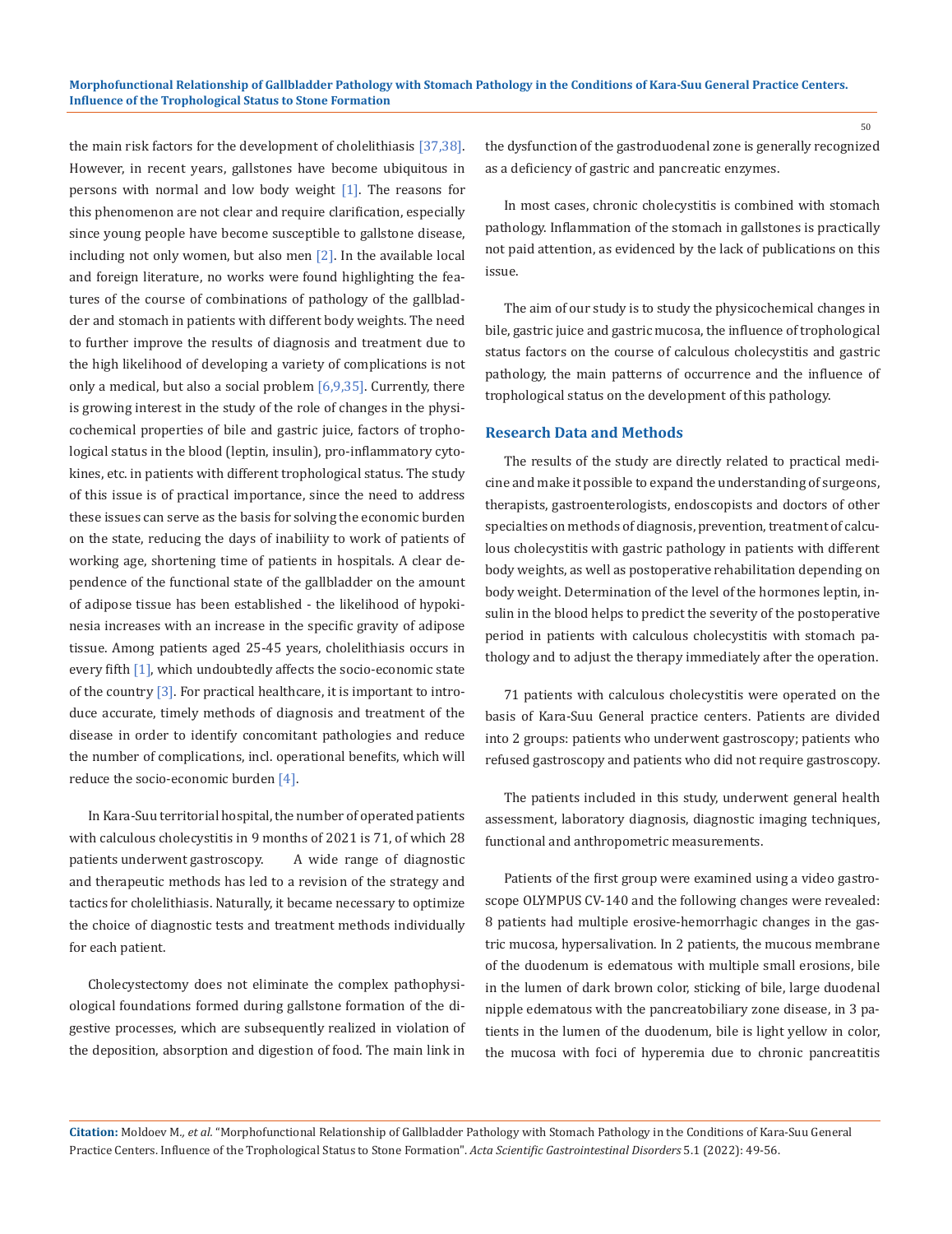the main risk factors for the development of cholelithiasis [37,38]. However, in recent years, gallstones have become ubiquitous in persons with normal and low body weight [1]. The reasons for this phenomenon are not clear and require clarification, especially since young people have become susceptible to gallstone disease, including not only women, but also men [2]. In the available local and foreign literature, no works were found highlighting the features of the course of combinations of pathology of the gallbladder and stomach in patients with different body weights. The need to further improve the results of diagnosis and treatment due to the high likelihood of developing a variety of complications is not only a medical, but also a social problem [6,9,35]. Currently, there is growing interest in the study of the role of changes in the physicochemical properties of bile and gastric juice, factors of trophological status in the blood (leptin, insulin), pro-inflammatory cytokines, etc. in patients with different trophological status. The study of this issue is of practical importance, since the need to address these issues can serve as the basis for solving the economic burden on the state, reducing the days of inability to work of patients of working age, shortening time of patients in hospitals. A clear dependence of the functional state of the gallbladder on the amount of adipose tissue has been established - the likelihood of hypokinesia increases with an increase in the specific gravity of adipose tissue. Among patients aged 25-45 years, cholelithiasis occurs in every fifth [1], which undoubtedly affects the socio-economic state of the country [3]. For practical healthcare, it is important to introduce accurate, timely methods of diagnosis and treatment of the disease in order to identify concomitant pathologies and reduce the number of complications, incl. operational benefits, which will reduce the socio-economic burden [4].

In Kara-Suu territorial hospital, the number of operated patients with calculous cholecystitis in 9 months of 2021 is 71, of which 28 patients underwent gastroscopy. A wide range of diagnostic and therapeutic methods has led to a revision of the strategy and tactics for cholelithiasis. Naturally, it became necessary to optimize the choice of diagnostic tests and treatment methods individually for each patient.

Cholecystectomy does not eliminate the complex pathophysiological foundations formed during gallstone formation of the digestive processes, which are subsequently realized in violation of the deposition, absorption and digestion of food. The main link in the dysfunction of the gastroduodenal zone is generally recognized as a deficiency of gastric and pancreatic enzymes.

In most cases, chronic cholecystitis is combined with stomach pathology. Inflammation of the stomach in gallstones is practically not paid attention, as evidenced by the lack of publications on this issue.

The aim of our study is to study the physicochemical changes in bile, gastric juice and gastric mucosa, the influence of trophological status factors on the course of calculous cholecystitis and gastric pathology, the main patterns of occurrence and the influence of trophological status on the development of this pathology.

## Research Data and Methods

The results of the study are directly related to practical medicine and make it possible to expand the understanding of surgeons, therapists, gastroenterologists, endoscopists and doctors of other specialties on methods of diagnosis, prevention, treatment of calculous cholecystitis with gastric pathology in patients with different body weights, as well as postoperative rehabilitation depending on body weight. Determination of the level of the hormones leptin, insulin in the blood helps to predict the severity of the postoperative period in patients with calculous cholecystitis with stomach pathology and to adjust the therapy immediately after the operation.

71 patients with calculous cholecystitis were operated on the basis of Kara-Suu General practice centers. Patients are divided into 2 groups: patients who underwent gastroscopy; patients who refused gastroscopy and patients who did not require gastroscopy.

The patients included in this study, underwent general health assessment, laboratory diagnosis, diagnostic imaging techniques, functional and anthropometric measurements.

Patients of the first group were examined using a video gastroscope OLYMPUS CV-140 and the following changes were revealed: 8 patients had multiple erosive-hemorrhagic changes in the gastric mucosa, hypersalivation. In 2 patients, the mucous membrane of the duodenum is edematous with multiple small erosions, bile in the lumen of dark brown color, sticking of bile, large duodenal nipple edematous with the pancreatobiliary zone disease, in 3 patients in the lumen of the duodenum, bile is light yellow in color, the mucosa with foci of hyperemia due to chronic pancreatitis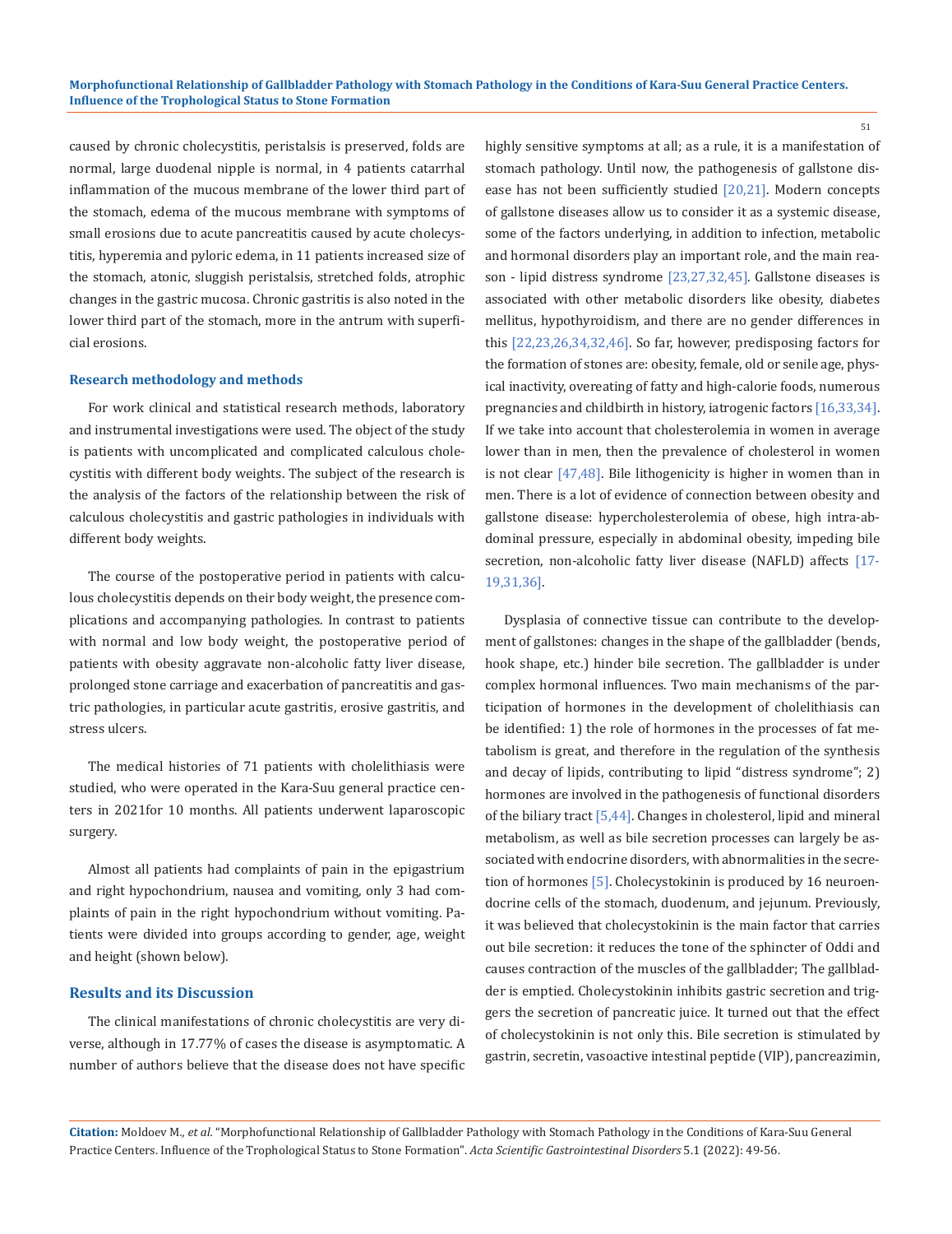caused by chronic cholecystitis, peristalsis is preserved, folds are normal, large duodenal nipple is normal, in 4 patients catarrhal inflammation of the mucous membrane of the lower third part of the stomach, edema of the mucous membrane with symptoms of small erosions due to acute pancreatitis caused by acute cholecystitis, hyperemia and pyloric edema, in 11 patients increased size of the stomach, atonic, sluggish peristalsis, stretched folds, atrophic changes in the gastric mucosa. Chronic gastritis is also noted in the lower third part of the stomach, more in the antrum with superficial erosions.

### Research methodology and methods

For work clinical and statistical research methods, laboratory and instrumental investigations were used. The object of the study is patients with uncomplicated and complicated calculous cholecystitis with different body weights. The subject of the research is the analysis of the factors of the relationship between the risk of calculous cholecystitis and gastric pathologies in individuals with different body weights.

The course of the postoperative period in patients with calculous cholecystitis depends on their body weight, the presence complications and accompanying pathologies. In contrast to patients with normal and low body weight, the postoperative period of patients with obesity aggravate non-alcoholic fatty liver disease, prolonged stone carriage and exacerbation of pancreatitis and gastric pathologies, in particular acute gastritis, erosive gastritis, and stress ulcers.

The medical histories of 71 patients with cholelithiasis were studied, who were operated in the Kara-Suu general practice centers in 2021for 10 months. All patients underwent laparoscopic surgery.

Almost all patients had complaints of pain in the epigastrium and right hypochondrium, nausea and vomiting, only 3 had complaints of pain in the right hypochondrium without vomiting. Patients were divided into groups according to gender, age, weight and height (shown below).

## Results and its Discussion

The clinical manifestations of chronic cholecystitis are very diverse, although in 17.77% of cases the disease is asymptomatic. A number of authors believe that the disease does not have specific highly sensitive symptoms at all; as a rule, it is a manifestation of stomach pathology. Until now, the pathogenesis of gallstone disease has not been sufficiently studied [20,21]. Modern concepts of gallstone diseases allow us to consider it as a systemic disease, some of the factors underlying, in addition to infection, metabolic and hormonal disorders play an important role, and the main reason - lipid distress syndrome [23,27,32,45]. Gallstone diseases is associated with other metabolic disorders like obesity, diabetes mellitus, hypothyroidism, and there are no gender differences in this [22,23,26,34,32,46]. So far, however, predisposing factors for the formation of stones are: obesity, female, old or senile age, physical inactivity, overeating of fatty and high-calorie foods, numerous pregnancies and childbirth in history, iatrogenic factors [16,33,34]. If we take into account that cholesterolemia in women in average lower than in men, then the prevalence of cholesterol in women is not clear [47,48]. Bile lithogenicity is higher in women than in men. There is a lot of evidence of connection between obesity and gallstone disease: hypercholesterolemia of obese, high intra-abdominal pressure, especially in abdominal obesity, impeding bile secretion, non-alcoholic fatty liver disease (NAFLD) affects [17-19,31,36].

Dysplasia of connective tissue can contribute to the development of gallstones: changes in the shape of the gallbladder (bends, hook shape, etc.) hinder bile secretion. The gallbladder is under complex hormonal influences. Two main mechanisms of the participation of hormones in the development of cholelithiasis can be identified: 1) the role of hormones in the processes of fat metabolism is great, and therefore in the regulation of the synthesis and decay of lipids, contributing to lipid "distress syndrome"; 2) hormones are involved in the pathogenesis of functional disorders of the biliary tract [5,44]. Changes in cholesterol, lipid and mineral metabolism, as well as bile secretion processes can largely be associated with endocrine disorders, with abnormalities in the secretion of hormones [5]. Cholecystokinin is produced by 16 neuroendocrine cells of the stomach, duodenum, and jejunum. Previously, it was believed that cholecystokinin is the main factor that carries out bile secretion: it reduces the tone of the sphincter of Oddi and causes contraction of the muscles of the gallbladder; The gallbladder is emptied. Cholecystokinin inhibits gastric secretion and triggers the secretion of pancreatic juice. It turned out that the effect of cholecystokinin is not only this. Bile secretion is stimulated by gastrin, secretin, vasoactive intestinal peptide (VIP), pancreazimin,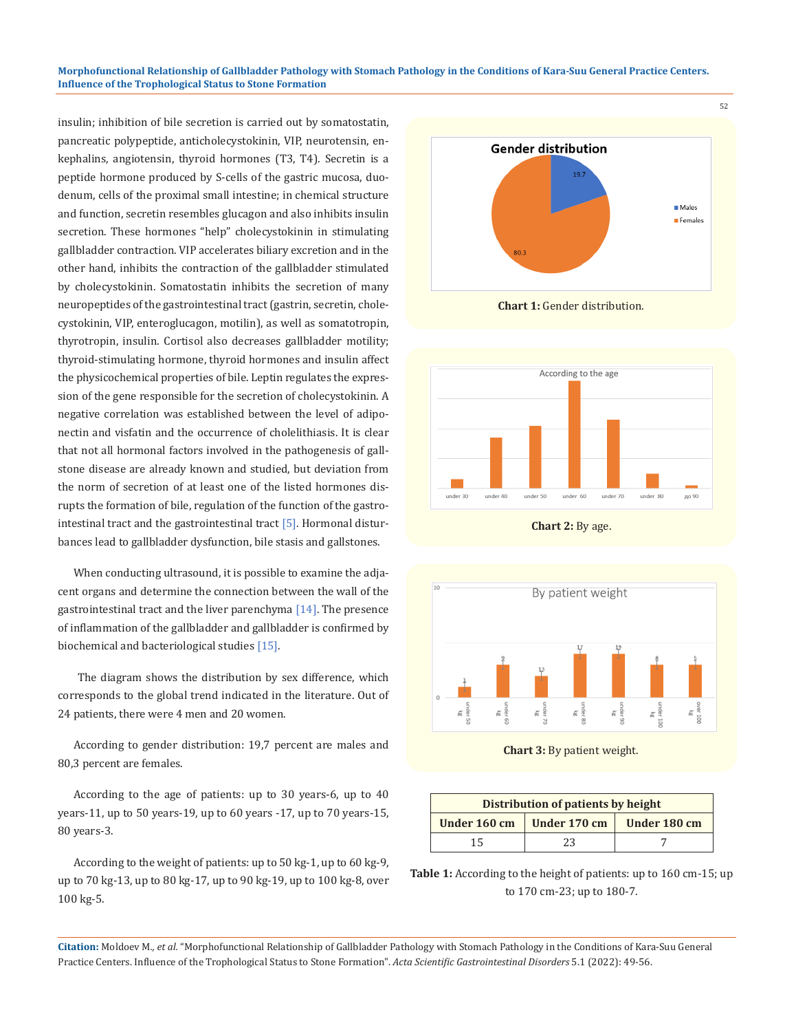insulin; inhibition of bile secretion is carried out by somatostatin, pancreatic polypeptide, anticholecystokinin, VIP, neurotensin, enkephalins, angiotensin, thyroid hormones (T3, T4). Secretin is a peptide hormone produced by S-cells of the gastric mucosa, duodenum, cells of the proximal small intestine; in chemical structure and function, secretin resembles glucagon and also inhibits insulin secretion. These hormones "help" cholecystokinin in stimulating gallbladder contraction. VIP accelerates biliary excretion and in the other hand, inhibits the contraction of the gallbladder stimulated by cholecystokinin. Somatostatin inhibits the secretion of many neuropeptides of the gastrointestinal tract (gastrin, secretin, cholecystokinin, VIP, enteroglucagon, motilin), as well as somatotropin, thyrotropin, insulin. Cortisol also decreases gallbladder motility; thyroid-stimulating hormone, thyroid hormones and insulin affect the physicochemical properties of bile. Leptin regulates the expression of the gene responsible for the secretion of cholecystokinin. A negative correlation was established between the level of adiponectin and visfatin and the occurrence of cholelithiasis. It is clear that not all hormonal factors involved in the pathogenesis of gallstone disease are already known and studied, but deviation from the norm of secretion of at least one of the listed hormones disrupts the formation of bile, regulation of the function of the gastrointestinal tract and the gastrointestinal tract [5]. Hormonal disturbances lead to gallbladder dysfunction, bile stasis and gallstones.

When conducting ultrasound, it is possible to examine the adjacent organs and determine the connection between the wall of the gastrointestinal tract and the liver parenchyma [14]. The presence of inflammation of the gallbladder and gallbladder is confirmed by biochemical and bacteriological studies [15].

The diagram shows the distribution by sex difference, which corresponds to the global trend indicated in the literature. Out of 24 patients, there were 4 men and 20 women.

According to gender distribution: 19,7 percent are males and 80,3 percent are females.

According to the age of patients: up to 30 years-6, up to 40 years-11, up to 50 years-19, up to 60 years -17, up to 70 years-15, 80 years-3.

According to the weight of patients: up to 50 kg-1, up to 60 kg-9, up to 70 kg-13, up to 80 kg-17, up to 90 kg-19, up to 100 kg-8, over 100 kg-5.

**Chart 1:** Gender distribution.

**Chart 2:** By age.

**Chart 3:** By patient weight.

| Distribution of patients by height | | |
|---|---|---|
| Under 160 cm | Under 170 cm | Under 180 cm |
| 15 | 23 | 7 |

**Table 1:** According to the height of patients: up to 160 cm-15; up to 170 cm-23; up to 180-7.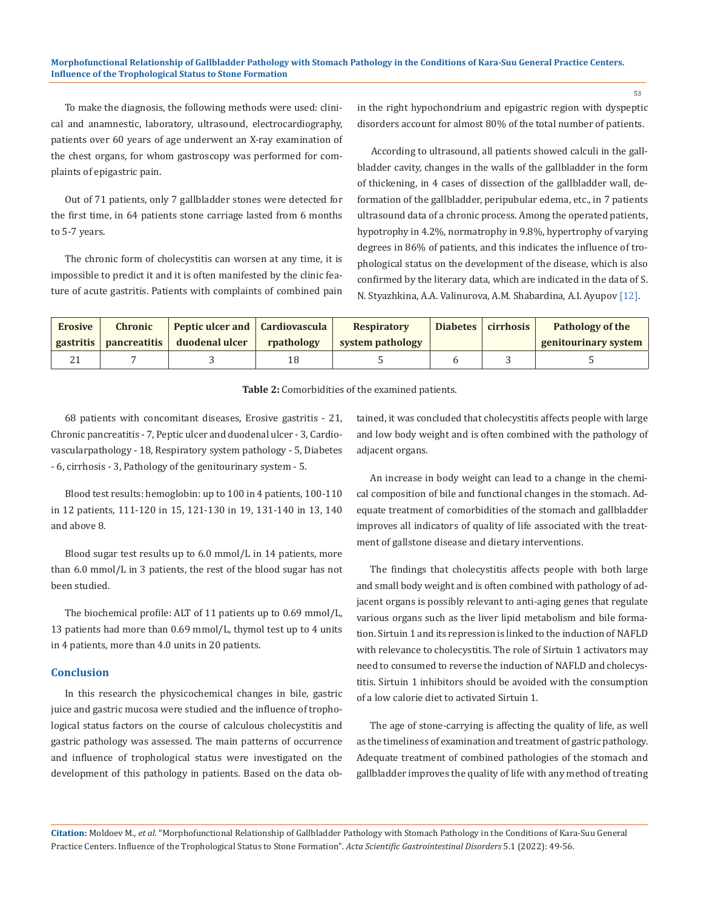To make the diagnosis, the following methods were used: clinical and anamnestic, laboratory, ultrasound, electrocardiography, patients over 60 years of age underwent an X-ray examination of the chest organs, for whom gastroscopy was performed for complaints of epigastric pain.

Out of 71 patients, only 7 gallbladder stones were detected for the first time, in 64 patients stone carriage lasted from 6 months to 5-7 years.

The chronic form of cholecystitis can worsen at any time, it is impossible to predict it and it is often manifested by the clinic feature of acute gastritis. Patients with complaints of combined pain in the right hypochondrium and epigastric region with dyspeptic disorders account for almost 80% of the total number of patients.

According to ultrasound, all patients showed calculi in the gallbladder cavity, changes in the walls of the gallbladder in the form of thickening, in 4 cases of dissection of the gallbladder wall, deformation of the gallbladder, peripubular edema, etc., in 7 patients ultrasound data of a chronic process. Among the operated patients, hypotrophy in 4.2%, normatrophy in 9.8%, hypertrophy of varying degrees in 86% of patients, and this indicates the influence of trophological status on the development of the disease, which is also confirmed by the literary data, which are indicated in the data of S. N. Styazhkina, A.A. Valinurova, A.M. Shabardina, A.I. Ayupov [12].

| Erosive gastritis | Chronic pancreatitis | Peptic ulcer and duodenal ulcer | Cardiovasculapathology | Respiratory system pathology | Diabetes | cirrhosis | Pathology of the genitourinary system |
|---|---|---|---|---|---|---|---|
| 21 | 7 | 3 | 18 | 5 | 6 | 3 | 5 |

**Table 2:** Comorbidities of the examined patients.

68 patients with concomitant diseases, Erosive gastritis - 21, Chronic pancreatitis - 7, Peptic ulcer and duodenal ulcer - 3, Cardiovascularpathology - 18, Respiratory system pathology - 5, Diabetes - 6, cirrhosis - 3, Pathology of the genitourinary system - 5.

Blood test results: hemoglobin: up to 100 in 4 patients, 100-110 in 12 patients, 111-120 in 15, 121-130 in 19, 131-140 in 13, 140 and above 8.

Blood sugar test results up to 6.0 mmol/L in 14 patients, more than 6.0 mmol/L in 3 patients, the rest of the blood sugar has not been studied.

The biochemical profile: ALT of 11 patients up to 0.69 mmol/L, 13 patients had more than 0.69 mmol/L, thymol test up to 4 units in 4 patients, more than 4.0 units in 20 patients.

## Conclusion

In this research the physicochemical changes in bile, gastric juice and gastric mucosa were studied and the influence of trophological status factors on the course of calculous cholecystitis and gastric pathology was assessed. The main patterns of occurrence and influence of trophological status were investigated on the development of this pathology in patients. Based on the data obtained, it was concluded that cholecystitis affects people with large and low body weight and is often combined with the pathology of adjacent organs.

An increase in body weight can lead to a change in the chemical composition of bile and functional changes in the stomach. Adequate treatment of comorbidities of the stomach and gallbladder improves all indicators of quality of life associated with the treatment of gallstone disease and dietary interventions.

The findings that cholecystitis affects people with both large and small body weight and is often combined with pathology of adjacent organs is possibly relevant to anti-aging genes that regulate various organs such as the liver lipid metabolism and bile formation. Sirtuin 1 and its repression is linked to the induction of NAFLD with relevance to cholecystitis. The role of Sirtuin 1 activators may need to consumed to reverse the induction of NAFLD and cholecystitis. Sirtuin 1 inhibitors should be avoided with the consumption of a low calorie diet to activated Sirtuin 1.

The age of stone-carrying is affecting the quality of life, as well as the timeliness of examination and treatment of gastric pathology. Adequate treatment of combined pathologies of the stomach and gallbladder improves the quality of life with any method of treating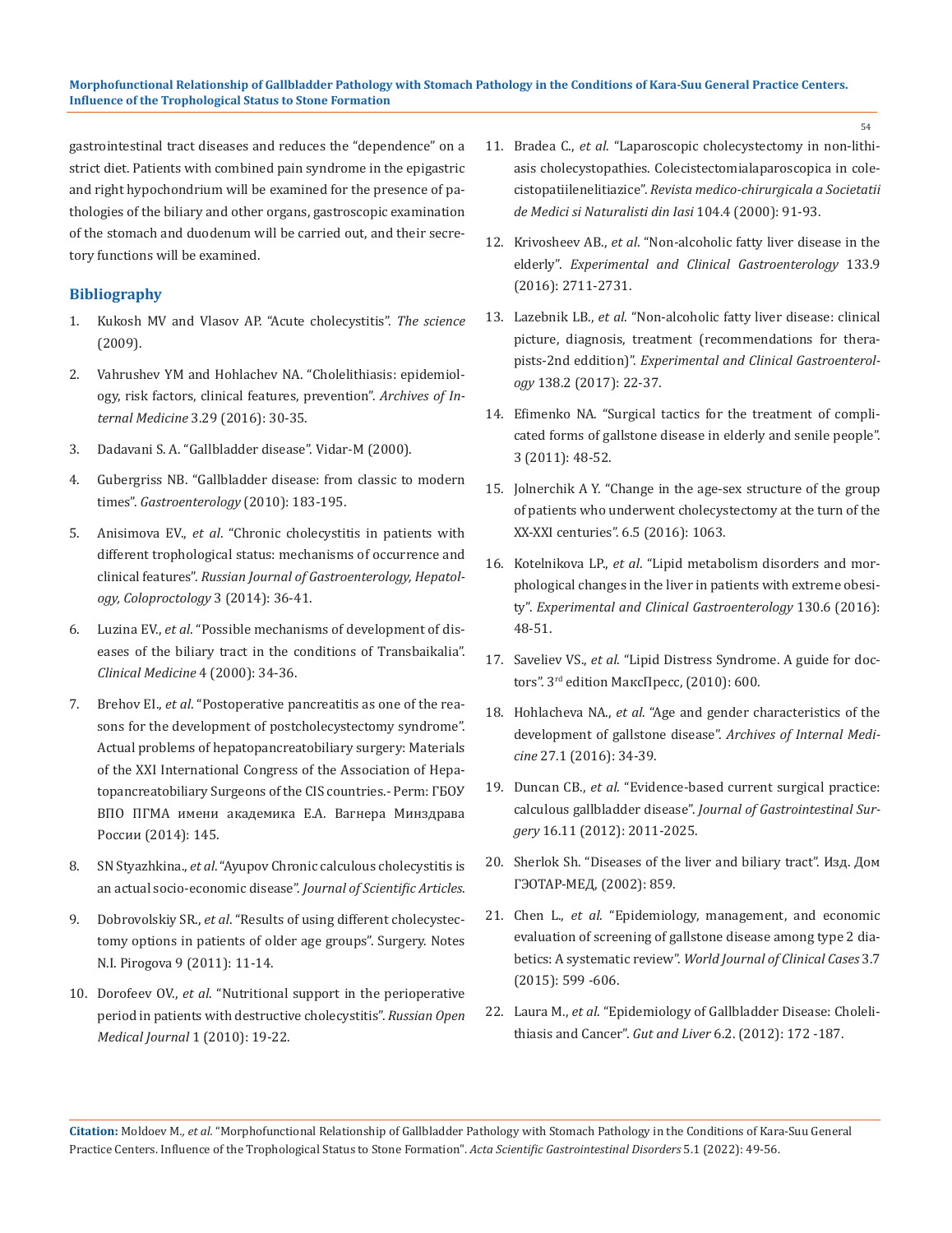gastrointestinal tract diseases and reduces the "dependence" on a strict diet. Patients with combined pain syndrome in the epigastric and right hypochondrium will be examined for the presence of pathologies of the biliary and other organs, gastroscopic examination of the stomach and duodenum will be carried out, and their secretory functions will be examined.

## Bibliography

1. Kukosh MV and Vlasov AP. "Acute cholecystitis". *The science* (2009).
2. Vahrushev YM and Hohlachev NA. "Cholelithiasis: epidemiology, risk factors, clinical features, prevention". *Archives of Internal Medicine* 3.29 (2016): 30-35.
3. Dadavani S. A. "Gallbladder disease". Vidar-M (2000).
4. Gubergriss NB. "Gallbladder disease: from classic to modern times". *Gastroenterology* (2010): 183-195.
5. Anisimova EV., *et al*. "Chronic cholecystitis in patients with different trophological status: mechanisms of occurrence and clinical features". *Russian Journal of Gastroenterology, Hepatology, Coloproctology* 3 (2014): 36-41.
6. Luzina EV., *et al*. "Possible mechanisms of development of diseases of the biliary tract in the conditions of Transbaikalia". *Clinical Medicine* 4 (2000): 34-36.
7. Brehov EI., *et al*. "Postoperative pancreatitis as one of the reasons for the development of postcholecystectomy syndrome". Actual problems of hepatopancreatobiliary surgery: Materials of the XXI International Congress of the Association of Hepatopancreatobiliary Surgeons of the CIS countries.- Perm: ГБОУ ВПО ПГМА имени академика Е.А. Вагнера Минздрава России (2014): 145.
8. SN Styazhkina., *et al*. "Ayupov Chronic calculous cholecystitis is an actual socio-economic disease". *Journal of Scientific Articles*.
9. Dobrovolskiy SR., *et al*. "Results of using different cholecystectomy options in patients of older age groups". Surgery. Notes N.I. Pirogova 9 (2011): 11-14.
10. Dorofeev OV., *et al*. "Nutritional support in the perioperative period in patients with destructive cholecystitis". *Russian Open Medical Journal* 1 (2010): 19-22.
11. Bradea C., *et al*. "Laparoscopic cholecystectomy in non-lithiasis cholecystopathies. Colecistectomialaparoscopica in colecistopatiilenelitiazice". *Revista medico-chirurgicala a Societatii de Medici si Naturalisti din Iasi* 104.4 (2000): 91-93.
12. Krivosheev AB., *et al*. "Non-alcoholic fatty liver disease in the elderly". *Experimental and Clinical Gastroenterology* 133.9 (2016): 2711-2731.
13. Lazebnik LB., *et al*. "Non-alcoholic fatty liver disease: clinical picture, diagnosis, treatment (recommendations for therapists-2nd edition)". *Experimental and Clinical Gastroenterology* 138.2 (2017): 22-37.
14. Efimenko NA. "Surgical tactics for the treatment of complicated forms of gallstone disease in elderly and senile people". 3 (2011): 48-52.
15. Jolnerchik A Y. "Change in the age-sex structure of the group of patients who underwent cholecystectomy at the turn of the XX-XXI centuries". 6.5 (2016): 1063.
16. Kotelnikova LP., *et al*. "Lipid metabolism disorders and morphological changes in the liver in patients with extreme obesity". *Experimental and Clinical Gastroenterology* 130.6 (2016): 48-51.
17. Saveliev VS., *et al*. "Lipid Distress Syndrome. A guide for doctors". 3rd edition МаксПресс, (2010): 600.
18. Hohlacheva NA., *et al*. "Age and gender characteristics of the development of gallstone disease". *Archives of Internal Medicine* 27.1 (2016): 34-39.
19. Duncan CB., *et al*. "Evidence-based current surgical practice: calculous gallbladder disease". *Journal of Gastrointestinal Surgery* 16.11 (2012): 2011-2025.
20. Sherlok Sh. "Diseases of the liver and biliary tract". Изд. Дом ГЭОТАР-МЕД, (2002): 859.
21. Chen L., *et al*. "Epidemiology, management, and economic evaluation of screening of gallstone disease among type 2 diabetics: A systematic review". *World Journal of Clinical Cases* 3.7 (2015): 599 -606.
22. Laura M., *et al*. "Epidemiology of Gallbladder Disease: Cholelithiasis and Cancer". *Gut and Liver* 6.2. (2012): 172 -187.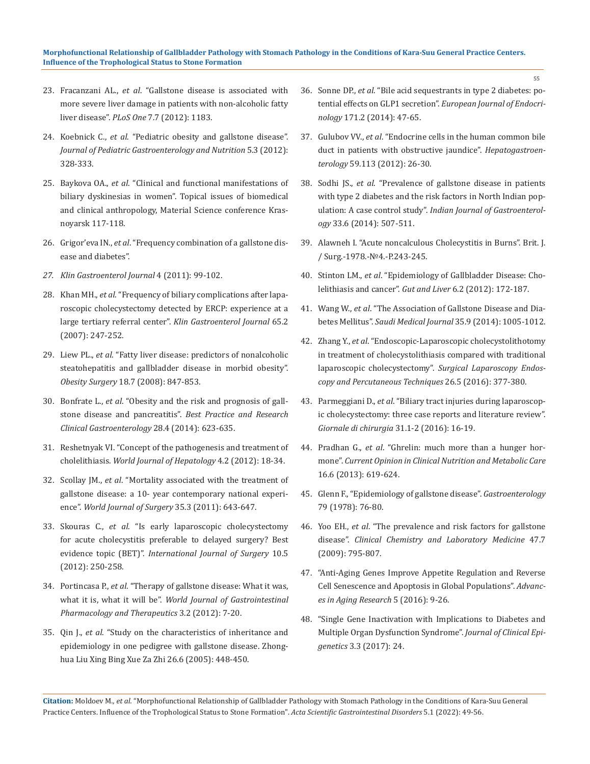23. Fracanzani AL., *et al*. "Gallstone disease is associated with more severe liver damage in patients with non-alcoholic fatty liver disease". *PLoS One* 7.7 (2012): 1183.

24. Koebnick C., *et al*. "Pediatric obesity and gallstone disease". *Journal of Pediatric Gastroenterology and Nutrition* 5.3 (2012): 328-333.

25. Baykova OA., *et al*. "Clinical and functional manifestations of biliary dyskinesias in women". Topical issues of biomedical and clinical anthropology, Material Science conference Krasnoyarsk 117-118.

26. Grigor'eva IN., *et al*. "Frequency combination of a gallstone disease and diabetes".

27. *Klin Gastroenterol Journal* 4 (2011): 99-102.

28. Khan MH., *et al*. "Frequency of biliary complications after laparoscopic cholecystectomy detected by ERCP: experience at a large tertiary referral center". *Klin Gastroenterol Journal* 65.2 (2007): 247-252.

29. Liew PL., *et al*. "Fatty liver disease: predictors of nonalcoholic steatohepatitis and gallbladder disease in morbid obesity". *Obesity Surgery* 18.7 (2008): 847-853.

30. Bonfrate L., *et al*. "Obesity and the risk and prognosis of gallstone disease and pancreatitis". *Best Practice and Research Clinical Gastroenterology* 28.4 (2014): 623-635.

31. Reshetnyak VI. "Concept of the pathogenesis and treatment of cholelithiasis. *World Journal of Hepatology* 4.2 (2012): 18-34.

32. Scollay JM., *et al*. "Mortality associated with the treatment of gallstone disease: a 10- year contemporary national experience". *World Journal of Surgery* 35.3 (2011): 643-647.

33. Skouras C., *et al*. "Is early laparoscopic cholecystectomy for acute cholecystitis preferable to delayed surgery? Best evidence topic (BET)". *International Journal of Surgery* 10.5 (2012): 250-258.

34. Portincasa P., *et al*. "Therapy of gallstone disease: What it was, what it is, what it will be". *World Journal of Gastrointestinal Pharmacology and Therapeutics* 3.2 (2012): 7-20.

35. Qin J., *et al*. "Study on the characteristics of inheritance and epidemiology in one pedigree with gallstone disease. Zhonghua Liu Xing Bing Xue Za Zhi 26.6 (2005): 448-450.

36. Sonne DP., *et al*. "Bile acid sequestrants in type 2 diabetes: potential effects on GLP1 secretion". *European Journal of Endocrinology* 171.2 (2014): 47-65.

37. Gulubov VV., *et al*. "Endocrine cells in the human common bile duct in patients with obstructive jaundice". *Hepatogastroenterology* 59.113 (2012): 26-30.

38. Sodhi JS., *et al*. "Prevalence of gallstone disease in patients with type 2 diabetes and the risk factors in North Indian population: A case control study". *Indian Journal of Gastroenterology* 33.6 (2014): 507-511.

39. Alawneh I. "Acute noncalculous Cholecystitis in Burns". Brit. J. / Surg.-1978.-№4.-P.243-245.

40. Stinton LM., *et al*. "Epidemiology of Gallbladder Disease: Cholelithiasis and cancer". *Gut and Liver* 6.2 (2012): 172-187.

41. Wang W., *et al*. "The Association of Gallstone Disease and Diabetes Mellitus". *Saudi Medical Journal* 35.9 (2014): 1005-1012.

42. Zhang Y., *et al*. "Endoscopic-Laparoscopic cholecystolithotomy in treatment of cholecystolithiasis compared with traditional laparoscopic cholecystectomy". *Surgical Laparoscopy Endoscopy and Percutaneous Techniques* 26.5 (2016): 377-380.

43. Parmeggiani D., *et al*. "Biliary tract injuries during laparoscopic cholecystectomy: three case reports and literature review". *Giornale di chirurgia* 31.1-2 (2016): 16-19.

44. Pradhan G., *et al*. "Ghrelin: much more than a hunger hormone". *Current Opinion in Clinical Nutrition and Metabolic Care* 16.6 (2013): 619-624.

45. Glenn F., "Epidemiology of gallstone disease". *Gastroenterology* 79 (1978): 76-80.

46. Yoo EH., *et al*. "The prevalence and risk factors for gallstone disease". *Clinical Chemistry and Laboratory Medicine* 47.7 (2009): 795-807.

47. "Anti-Aging Genes Improve Appetite Regulation and Reverse Cell Senescence and Apoptosis in Global Populations". *Advances in Aging Research* 5 (2016): 9-26.

48. "Single Gene Inactivation with Implications to Diabetes and Multiple Organ Dysfunction Syndrome". *Journal of Clinical Epigenetics* 3.3 (2017): 24.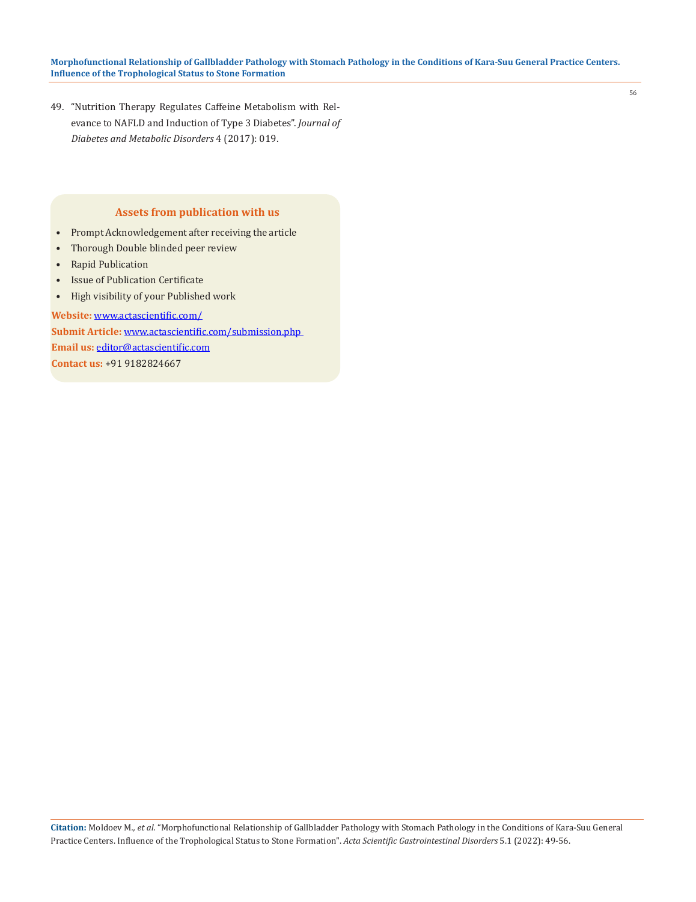49. "Nutrition Therapy Regulates Caffeine Metabolism with Relevance to NAFLD and Induction of Type 3 Diabetes". *Journal of Diabetes and Metabolic Disorders* 4 (2017): 019.

## Assets from publication with us

- Prompt Acknowledgement after receiving the article
- Thorough Double blinded peer review
- Rapid Publication
- Issue of Publication Certificate
- High visibility of your Published work

**Website:** www.actascientific.com/

**Submit Article:** www.actascientific.com/submission.php

**Email us:** editor@actascientific.com

**Contact us:** +91 9182824667